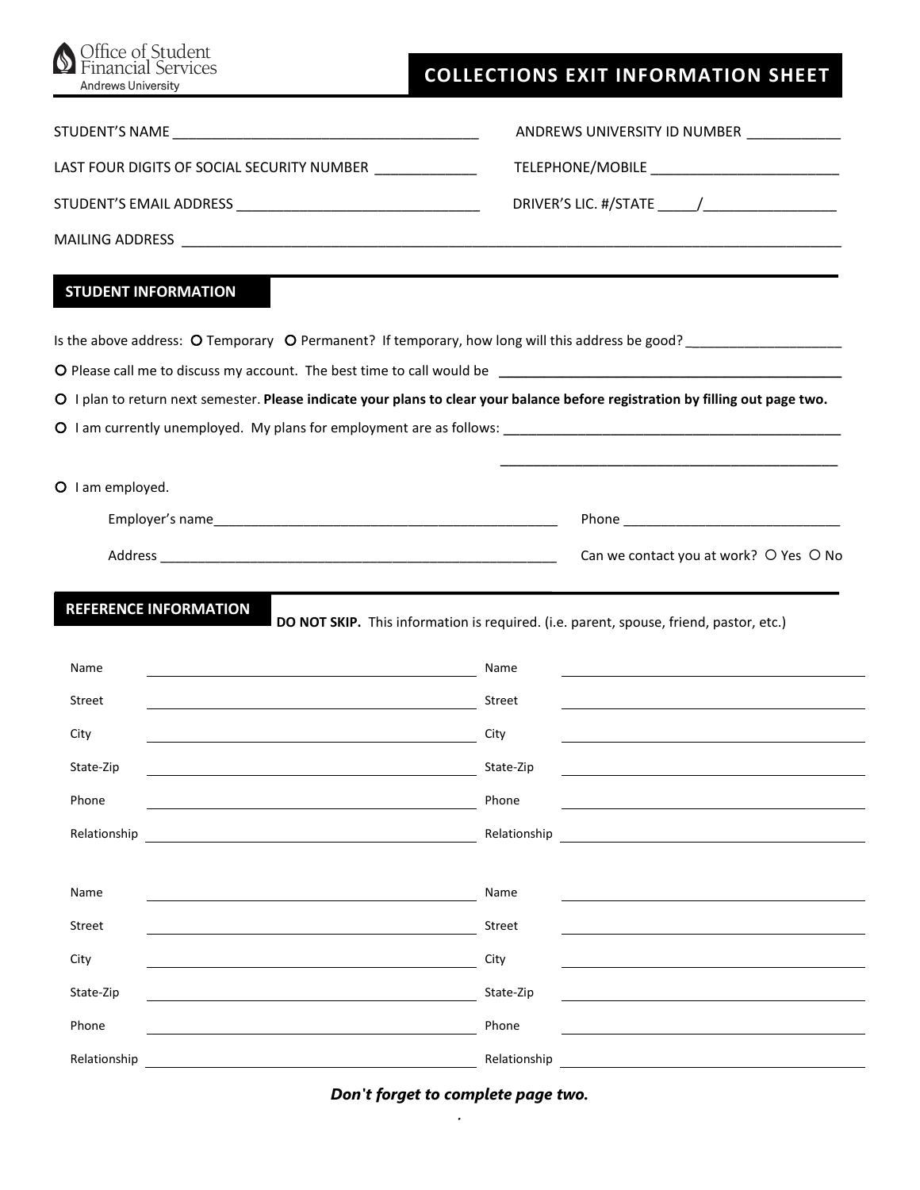Office of Student Financial Services
Andrews University

# COLLECTIONS EXIT INFORMATION SHEET

STUDENT'S NAME ______________________________________ ANDREWS UNIVERSITY ID NUMBER ___________

LAST FOUR DIGITS OF SOCIAL SECURITY NUMBER ____________ TELEPHONE/MOBILE _______________________

STUDENT'S EMAIL ADDRESS ______________________________ DRIVER'S LIC. #/STATE _____/________________

MAILING ADDRESS ____________________________________________________________________________________

## STUDENT INFORMATION

Is the above address: ○ Temporary ○ Permanent? If temporary, how long will this address be good? ____________________

○ Please call me to discuss my account. The best time to call would be ____________________________________________

○ I plan to return next semester. **Please indicate your plans to clear your balance before registration by filling out page two.**

○ I am currently unemployed. My plans for employment are as follows: ____________________________________________

____________________________________________

○ I am employed.

Employer's name_____________________________________________ Phone ____________________________

Address ____________________________________________________ Can we contact you at work? ○ Yes ○ No

## REFERENCE INFORMATION

**DO NOT SKIP.** This information is required. (i.e. parent, spouse, friend, pastor, etc.)

| | | | |
|---|---|---|---|
| Name | | Name | |
| Street | | Street | |
| City | | City | |
| State-Zip | | State-Zip | |
| Phone | | Phone | |
| Relationship | | Relationship | |

| | | | |
|---|---|---|---|
| Name | | Name | |
| Street | | Street | |
| City | | City | |
| State-Zip | | State-Zip | |
| Phone | | Phone | |
| Relationship | | Relationship | |

***Don't forget to complete page two.***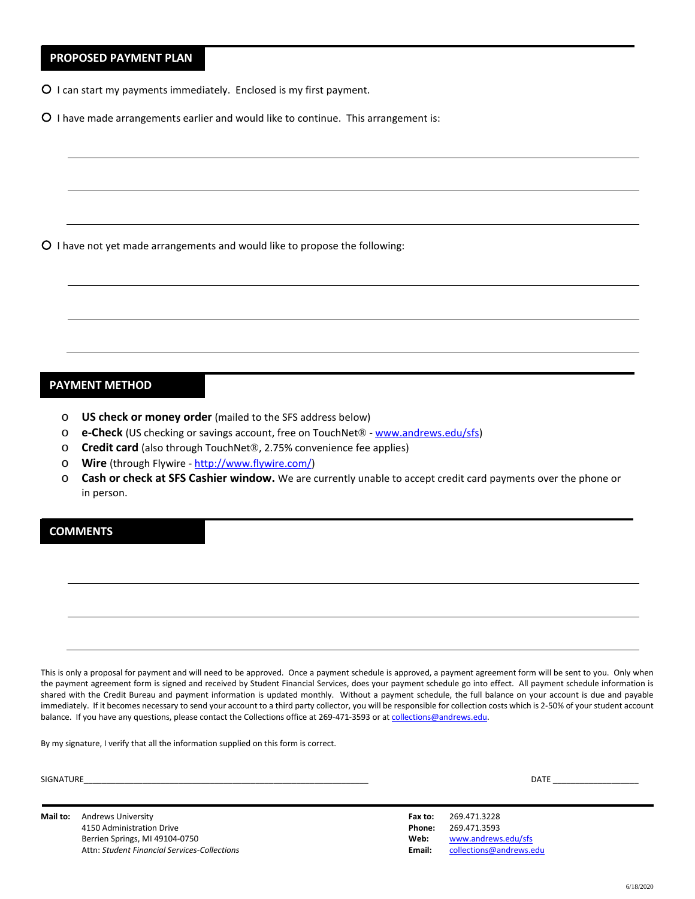## PROPOSED PAYMENT PLAN

- I can start my payments immediately. Enclosed is my first payment.
- I have made arrangements earlier and would like to continue. This arrangement is:

\_\_\_\_\_\_\_\_\_\_\_\_\_\_\_\_\_\_\_\_\_\_\_\_\_\_\_\_\_\_\_\_\_\_\_\_\_\_\_\_\_\_\_\_\_\_\_\_\_\_\_\_\_\_\_\_\_\_\_\_

\_\_\_\_\_\_\_\_\_\_\_\_\_\_\_\_\_\_\_\_\_\_\_\_\_\_\_\_\_\_\_\_\_\_\_\_\_\_\_\_\_\_\_\_\_\_\_\_\_\_\_\_\_\_\_\_\_\_\_\_

\_\_\_\_\_\_\_\_\_\_\_\_\_\_\_\_\_\_\_\_\_\_\_\_\_\_\_\_\_\_\_\_\_\_\_\_\_\_\_\_\_\_\_\_\_\_\_\_\_\_\_\_\_\_\_\_\_\_\_\_

- I have not yet made arrangements and would like to propose the following:

\_\_\_\_\_\_\_\_\_\_\_\_\_\_\_\_\_\_\_\_\_\_\_\_\_\_\_\_\_\_\_\_\_\_\_\_\_\_\_\_\_\_\_\_\_\_\_\_\_\_\_\_\_\_\_\_\_\_\_\_

\_\_\_\_\_\_\_\_\_\_\_\_\_\_\_\_\_\_\_\_\_\_\_\_\_\_\_\_\_\_\_\_\_\_\_\_\_\_\_\_\_\_\_\_\_\_\_\_\_\_\_\_\_\_\_\_\_\_\_\_

\_\_\_\_\_\_\_\_\_\_\_\_\_\_\_\_\_\_\_\_\_\_\_\_\_\_\_\_\_\_\_\_\_\_\_\_\_\_\_\_\_\_\_\_\_\_\_\_\_\_\_\_\_\_\_\_\_\_\_\_

## PAYMENT METHOD

- **US check or money order** (mailed to the SFS address below)
- **e-Check** (US checking or savings account, free on TouchNet® - www.andrews.edu/sfs)
- **Credit card** (also through TouchNet®, 2.75% convenience fee applies)
- **Wire** (through Flywire - http://www.flywire.com/)
- **Cash or check at SFS Cashier window.** We are currently unable to accept credit card payments over the phone or in person.

## COMMENTS

\_\_\_\_\_\_\_\_\_\_\_\_\_\_\_\_\_\_\_\_\_\_\_\_\_\_\_\_\_\_\_\_\_\_\_\_\_\_\_\_\_\_\_\_\_\_\_\_\_\_\_\_\_\_\_\_\_\_\_\_

\_\_\_\_\_\_\_\_\_\_\_\_\_\_\_\_\_\_\_\_\_\_\_\_\_\_\_\_\_\_\_\_\_\_\_\_\_\_\_\_\_\_\_\_\_\_\_\_\_\_\_\_\_\_\_\_\_\_\_\_

\_\_\_\_\_\_\_\_\_\_\_\_\_\_\_\_\_\_\_\_\_\_\_\_\_\_\_\_\_\_\_\_\_\_\_\_\_\_\_\_\_\_\_\_\_\_\_\_\_\_\_\_\_\_\_\_\_\_\_\_

This is only a proposal for payment and will need to be approved. Once a payment schedule is approved, a payment agreement form will be sent to you. Only when the payment agreement form is signed and received by Student Financial Services, does your payment schedule go into effect. All payment schedule information is shared with the Credit Bureau and payment information is updated monthly. Without a payment schedule, the full balance on your account is due and payable immediately. If it becomes necessary to send your account to a third party collector, you will be responsible for collection costs which is 2-50% of your student account balance. If you have any questions, please contact the Collections office at 269-471-3593 or at collections@andrews.edu.

By my signature, I verify that all the information supplied on this form is correct.

SIGNATURE\_\_\_\_\_\_\_\_\_\_\_\_\_\_\_\_\_\_\_\_\_\_\_\_\_\_\_\_\_\_\_\_\_\_\_\_\_\_\_\_\_\_\_\_ DATE \_\_\_\_\_\_\_\_\_\_\_\_\_\_\_\_\_\_

**Mail to:** Andrews University
4150 Administration Drive
Berrien Springs, MI 49104-0750
Attn: *Student Financial Services-Collections*

**Fax to:** 269.471.3228
**Phone:** 269.471.3593
**Web:** www.andrews.edu/sfs
**Email:** collections@andrews.edu

6/18/2020